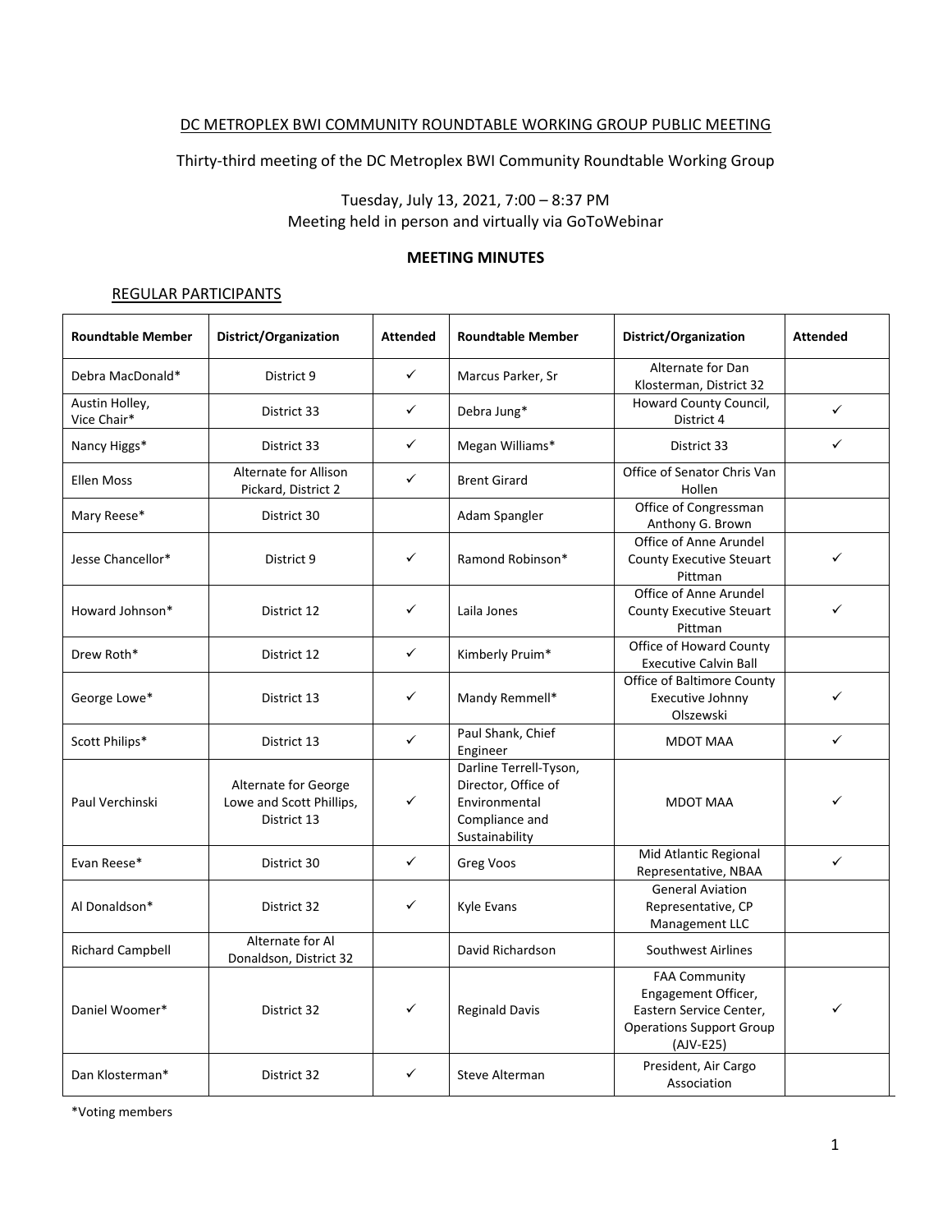DC METROPLEX BWI COMMUNITY ROUNDTABLE WORKING GROUP PUBLIC MEETING

Thirty-third meeting of the DC Metroplex BWI Community Roundtable Working Group

Tuesday, July 13, 2021, 7:00 – 8:37 PM
Meeting held in person and virtually via GoToWebinar

**MEETING MINUTES**

REGULAR PARTICIPANTS

| Roundtable Member | District/Organization | Attended | Roundtable Member | District/Organization | Attended |
|---|---|---|---|---|---|
| Debra MacDonald* | District 9 | ✓ | Marcus Parker, Sr | Alternate for Dan Klosterman, District 32 | |
| Austin Holley, Vice Chair* | District 33 | ✓ | Debra Jung* | Howard County Council, District 4 | ✓ |
| Nancy Higgs* | District 33 | ✓ | Megan Williams* | District 33 | ✓ |
| Ellen Moss | Alternate for Allison Pickard, District 2 | ✓ | Brent Girard | Office of Senator Chris Van Hollen | |
| Mary Reese* | District 30 | | Adam Spangler | Office of Congressman Anthony G. Brown | |
| Jesse Chancellor* | District 9 | ✓ | Ramond Robinson* | Office of Anne Arundel County Executive Steuart Pittman | ✓ |
| Howard Johnson* | District 12 | ✓ | Laila Jones | Office of Anne Arundel County Executive Steuart Pittman | ✓ |
| Drew Roth* | District 12 | ✓ | Kimberly Pruim* | Office of Howard County Executive Calvin Ball | |
| George Lowe* | District 13 | ✓ | Mandy Remmell* | Office of Baltimore County Executive Johnny Olszewski | ✓ |
| Scott Philips* | District 13 | ✓ | Paul Shank, Chief Engineer | MDOT MAA | ✓ |
| Paul Verchinski | Alternate for George Lowe and Scott Phillips, District 13 | ✓ | Darline Terrell-Tyson, Director, Office of Environmental Compliance and Sustainability | MDOT MAA | ✓ |
| Evan Reese* | District 30 | ✓ | Greg Voos | Mid Atlantic Regional Representative, NBAA | ✓ |
| Al Donaldson* | District 32 | ✓ | Kyle Evans | General Aviation Representative, CP Management LLC | |
| Richard Campbell | Alternate for Al Donaldson, District 32 | | David Richardson | Southwest Airlines | |
| Daniel Woomer* | District 32 | ✓ | Reginald Davis | FAA Community Engagement Officer, Eastern Service Center, Operations Support Group (AJV-E25) | ✓ |
| Dan Klosterman* | District 32 | ✓ | Steve Alterman | President, Air Cargo Association | |

*Voting members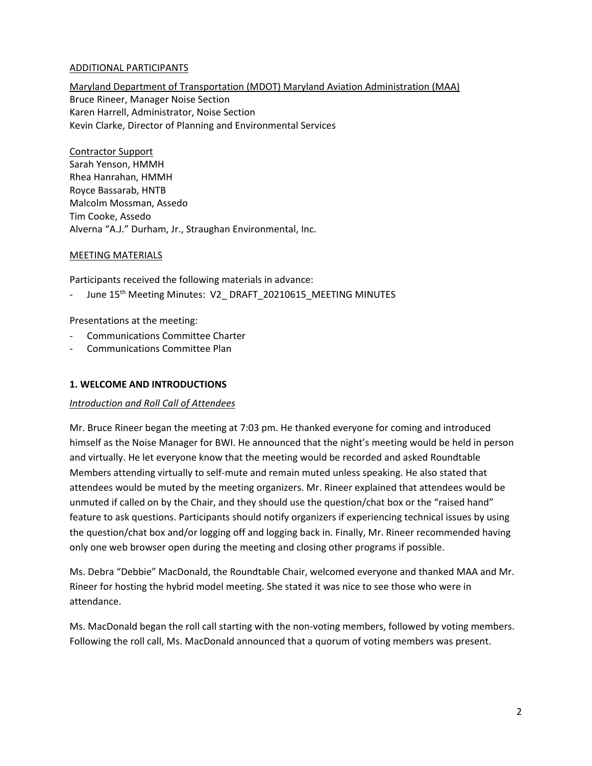ADDITIONAL PARTICIPANTS

Maryland Department of Transportation (MDOT) Maryland Aviation Administration (MAA)
Bruce Rineer, Manager Noise Section
Karen Harrell, Administrator, Noise Section
Kevin Clarke, Director of Planning and Environmental Services

Contractor Support
Sarah Yenson, HMMH
Rhea Hanrahan, HMMH
Royce Bassarab, HNTB
Malcolm Mossman, Assedo
Tim Cooke, Assedo
Alverna "A.J." Durham, Jr., Straughan Environmental, Inc.

MEETING MATERIALS

Participants received the following materials in advance:

- June 15th Meeting Minutes: V2_ DRAFT_20210615_MEETING MINUTES

Presentations at the meeting:

- Communications Committee Charter
- Communications Committee Plan

## 1. WELCOME AND INTRODUCTIONS

*Introduction and Roll Call of Attendees*

Mr. Bruce Rineer began the meeting at 7:03 pm. He thanked everyone for coming and introduced himself as the Noise Manager for BWI. He announced that the night's meeting would be held in person and virtually. He let everyone know that the meeting would be recorded and asked Roundtable Members attending virtually to self-mute and remain muted unless speaking. He also stated that attendees would be muted by the meeting organizers. Mr. Rineer explained that attendees would be unmuted if called on by the Chair, and they should use the question/chat box or the "raised hand" feature to ask questions. Participants should notify organizers if experiencing technical issues by using the question/chat box and/or logging off and logging back in. Finally, Mr. Rineer recommended having only one web browser open during the meeting and closing other programs if possible.

Ms. Debra "Debbie" MacDonald, the Roundtable Chair, welcomed everyone and thanked MAA and Mr. Rineer for hosting the hybrid model meeting. She stated it was nice to see those who were in attendance.

Ms. MacDonald began the roll call starting with the non-voting members, followed by voting members. Following the roll call, Ms. MacDonald announced that a quorum of voting members was present.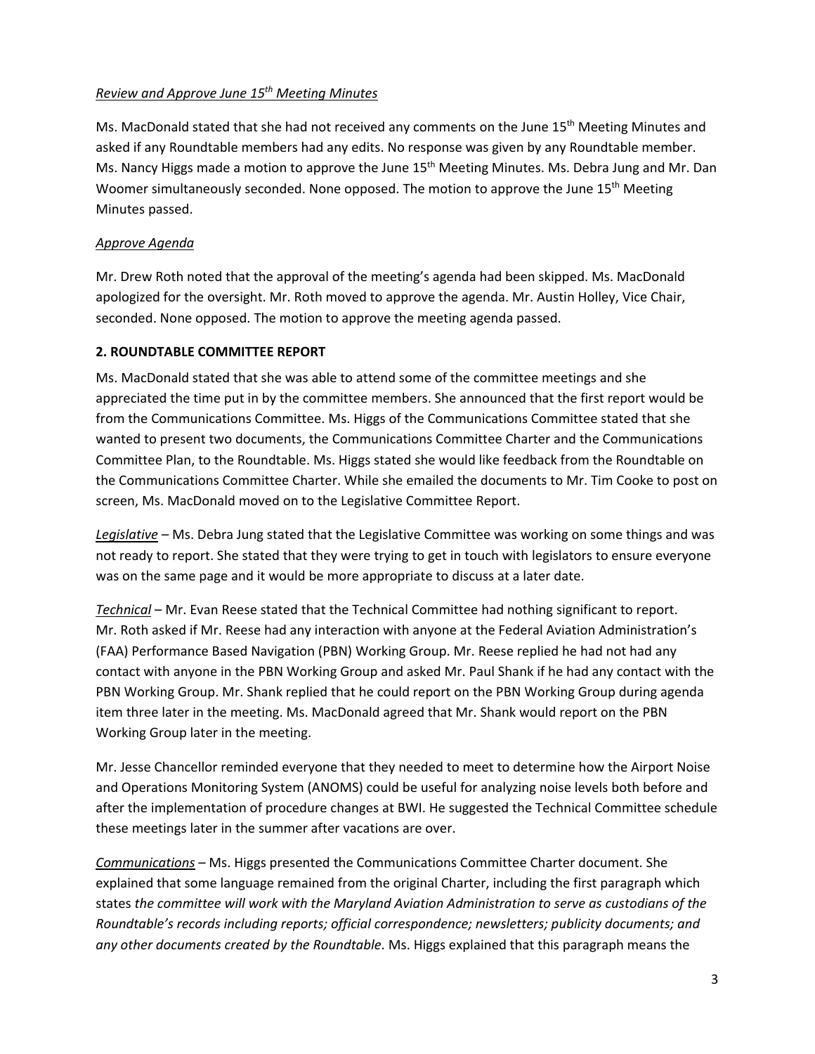*Review and Approve June 15th Meeting Minutes*

Ms. MacDonald stated that she had not received any comments on the June 15th Meeting Minutes and asked if any Roundtable members had any edits. No response was given by any Roundtable member. Ms. Nancy Higgs made a motion to approve the June 15th Meeting Minutes. Ms. Debra Jung and Mr. Dan Woomer simultaneously seconded. None opposed. The motion to approve the June 15th Meeting Minutes passed.

*Approve Agenda*

Mr. Drew Roth noted that the approval of the meeting's agenda had been skipped. Ms. MacDonald apologized for the oversight. Mr. Roth moved to approve the agenda. Mr. Austin Holley, Vice Chair, seconded. None opposed. The motion to approve the meeting agenda passed.

**2. ROUNDTABLE COMMITTEE REPORT**

Ms. MacDonald stated that she was able to attend some of the committee meetings and she appreciated the time put in by the committee members. She announced that the first report would be from the Communications Committee. Ms. Higgs of the Communications Committee stated that she wanted to present two documents, the Communications Committee Charter and the Communications Committee Plan, to the Roundtable. Ms. Higgs stated she would like feedback from the Roundtable on the Communications Committee Charter. While she emailed the documents to Mr. Tim Cooke to post on screen, Ms. MacDonald moved on to the Legislative Committee Report.

*Legislative* – Ms. Debra Jung stated that the Legislative Committee was working on some things and was not ready to report. She stated that they were trying to get in touch with legislators to ensure everyone was on the same page and it would be more appropriate to discuss at a later date.

*Technical* – Mr. Evan Reese stated that the Technical Committee had nothing significant to report. Mr. Roth asked if Mr. Reese had any interaction with anyone at the Federal Aviation Administration's (FAA) Performance Based Navigation (PBN) Working Group. Mr. Reese replied he had not had any contact with anyone in the PBN Working Group and asked Mr. Paul Shank if he had any contact with the PBN Working Group. Mr. Shank replied that he could report on the PBN Working Group during agenda item three later in the meeting. Ms. MacDonald agreed that Mr. Shank would report on the PBN Working Group later in the meeting.

Mr. Jesse Chancellor reminded everyone that they needed to meet to determine how the Airport Noise and Operations Monitoring System (ANOMS) could be useful for analyzing noise levels both before and after the implementation of procedure changes at BWI. He suggested the Technical Committee schedule these meetings later in the summer after vacations are over.

*Communications* – Ms. Higgs presented the Communications Committee Charter document. She explained that some language remained from the original Charter, including the first paragraph which states *the committee will work with the Maryland Aviation Administration to serve as custodians of the Roundtable's records including reports; official correspondence; newsletters; publicity documents; and any other documents created by the Roundtable*. Ms. Higgs explained that this paragraph means the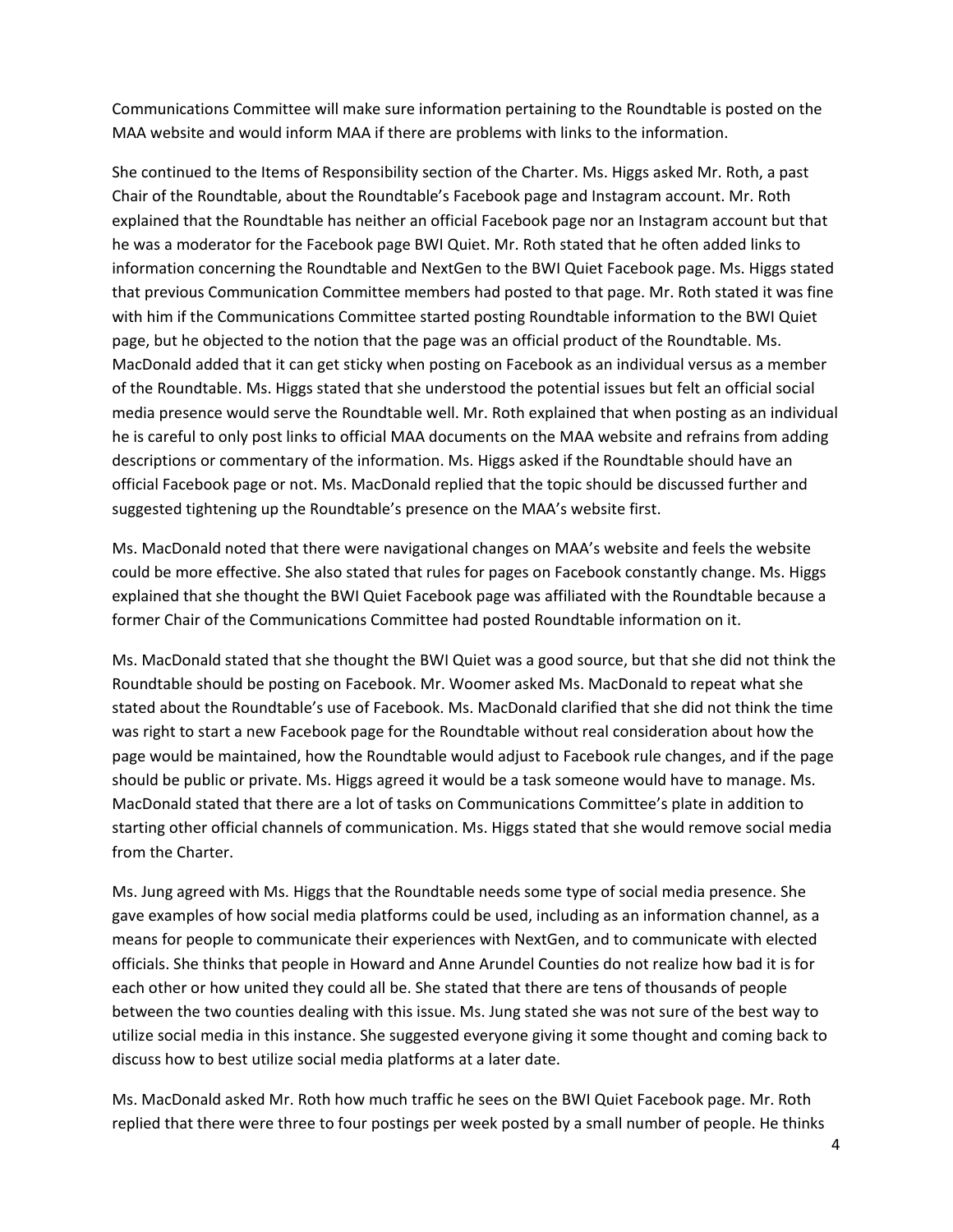Communications Committee will make sure information pertaining to the Roundtable is posted on the MAA website and would inform MAA if there are problems with links to the information.

She continued to the Items of Responsibility section of the Charter. Ms. Higgs asked Mr. Roth, a past Chair of the Roundtable, about the Roundtable's Facebook page and Instagram account. Mr. Roth explained that the Roundtable has neither an official Facebook page nor an Instagram account but that he was a moderator for the Facebook page BWI Quiet. Mr. Roth stated that he often added links to information concerning the Roundtable and NextGen to the BWI Quiet Facebook page. Ms. Higgs stated that previous Communication Committee members had posted to that page. Mr. Roth stated it was fine with him if the Communications Committee started posting Roundtable information to the BWI Quiet page, but he objected to the notion that the page was an official product of the Roundtable. Ms. MacDonald added that it can get sticky when posting on Facebook as an individual versus as a member of the Roundtable. Ms. Higgs stated that she understood the potential issues but felt an official social media presence would serve the Roundtable well. Mr. Roth explained that when posting as an individual he is careful to only post links to official MAA documents on the MAA website and refrains from adding descriptions or commentary of the information. Ms. Higgs asked if the Roundtable should have an official Facebook page or not. Ms. MacDonald replied that the topic should be discussed further and suggested tightening up the Roundtable's presence on the MAA's website first.

Ms. MacDonald noted that there were navigational changes on MAA's website and feels the website could be more effective. She also stated that rules for pages on Facebook constantly change. Ms. Higgs explained that she thought the BWI Quiet Facebook page was affiliated with the Roundtable because a former Chair of the Communications Committee had posted Roundtable information on it.

Ms. MacDonald stated that she thought the BWI Quiet was a good source, but that she did not think the Roundtable should be posting on Facebook. Mr. Woomer asked Ms. MacDonald to repeat what she stated about the Roundtable's use of Facebook. Ms. MacDonald clarified that she did not think the time was right to start a new Facebook page for the Roundtable without real consideration about how the page would be maintained, how the Roundtable would adjust to Facebook rule changes, and if the page should be public or private. Ms. Higgs agreed it would be a task someone would have to manage. Ms. MacDonald stated that there are a lot of tasks on Communications Committee's plate in addition to starting other official channels of communication. Ms. Higgs stated that she would remove social media from the Charter.

Ms. Jung agreed with Ms. Higgs that the Roundtable needs some type of social media presence. She gave examples of how social media platforms could be used, including as an information channel, as a means for people to communicate their experiences with NextGen, and to communicate with elected officials. She thinks that people in Howard and Anne Arundel Counties do not realize how bad it is for each other or how united they could all be. She stated that there are tens of thousands of people between the two counties dealing with this issue. Ms. Jung stated she was not sure of the best way to utilize social media in this instance. She suggested everyone giving it some thought and coming back to discuss how to best utilize social media platforms at a later date.

Ms. MacDonald asked Mr. Roth how much traffic he sees on the BWI Quiet Facebook page. Mr. Roth replied that there were three to four postings per week posted by a small number of people. He thinks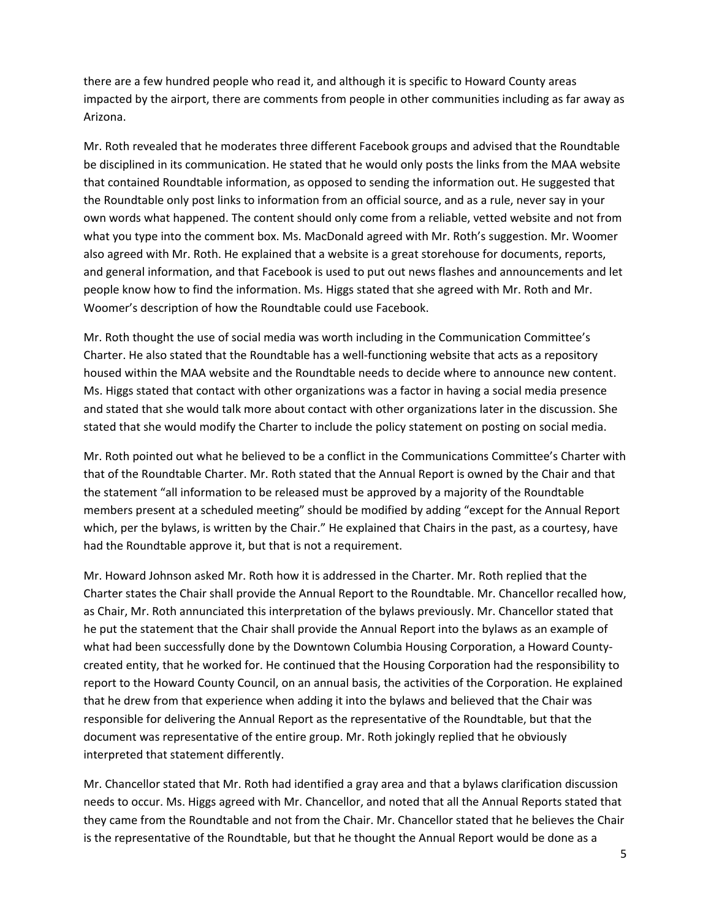there are a few hundred people who read it, and although it is specific to Howard County areas impacted by the airport, there are comments from people in other communities including as far away as Arizona.

Mr. Roth revealed that he moderates three different Facebook groups and advised that the Roundtable be disciplined in its communication. He stated that he would only posts the links from the MAA website that contained Roundtable information, as opposed to sending the information out. He suggested that the Roundtable only post links to information from an official source, and as a rule, never say in your own words what happened. The content should only come from a reliable, vetted website and not from what you type into the comment box. Ms. MacDonald agreed with Mr. Roth's suggestion. Mr. Woomer also agreed with Mr. Roth. He explained that a website is a great storehouse for documents, reports, and general information, and that Facebook is used to put out news flashes and announcements and let people know how to find the information. Ms. Higgs stated that she agreed with Mr. Roth and Mr. Woomer's description of how the Roundtable could use Facebook.

Mr. Roth thought the use of social media was worth including in the Communication Committee's Charter. He also stated that the Roundtable has a well-functioning website that acts as a repository housed within the MAA website and the Roundtable needs to decide where to announce new content. Ms. Higgs stated that contact with other organizations was a factor in having a social media presence and stated that she would talk more about contact with other organizations later in the discussion. She stated that she would modify the Charter to include the policy statement on posting on social media.

Mr. Roth pointed out what he believed to be a conflict in the Communications Committee's Charter with that of the Roundtable Charter. Mr. Roth stated that the Annual Report is owned by the Chair and that the statement "all information to be released must be approved by a majority of the Roundtable members present at a scheduled meeting" should be modified by adding "except for the Annual Report which, per the bylaws, is written by the Chair." He explained that Chairs in the past, as a courtesy, have had the Roundtable approve it, but that is not a requirement.

Mr. Howard Johnson asked Mr. Roth how it is addressed in the Charter. Mr. Roth replied that the Charter states the Chair shall provide the Annual Report to the Roundtable. Mr. Chancellor recalled how, as Chair, Mr. Roth annunciated this interpretation of the bylaws previously. Mr. Chancellor stated that he put the statement that the Chair shall provide the Annual Report into the bylaws as an example of what had been successfully done by the Downtown Columbia Housing Corporation, a Howard County-created entity, that he worked for. He continued that the Housing Corporation had the responsibility to report to the Howard County Council, on an annual basis, the activities of the Corporation. He explained that he drew from that experience when adding it into the bylaws and believed that the Chair was responsible for delivering the Annual Report as the representative of the Roundtable, but that the document was representative of the entire group. Mr. Roth jokingly replied that he obviously interpreted that statement differently.

Mr. Chancellor stated that Mr. Roth had identified a gray area and that a bylaws clarification discussion needs to occur. Ms. Higgs agreed with Mr. Chancellor, and noted that all the Annual Reports stated that they came from the Roundtable and not from the Chair. Mr. Chancellor stated that he believes the Chair is the representative of the Roundtable, but that he thought the Annual Report would be done as a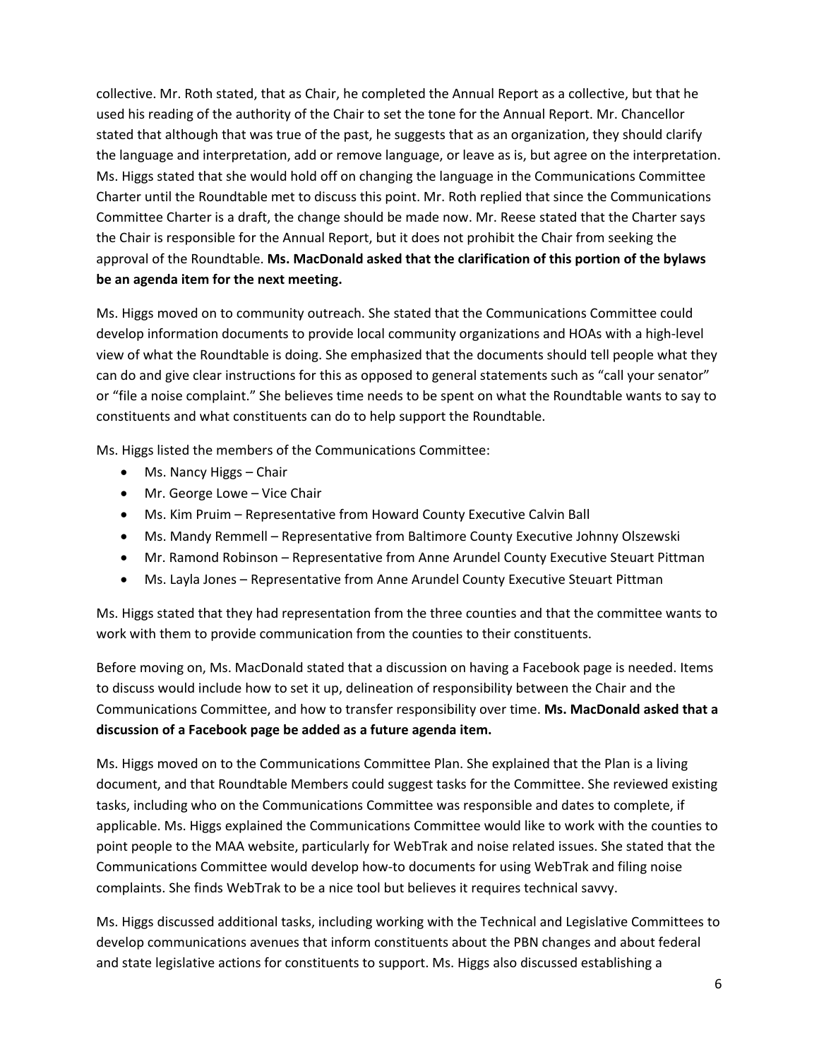collective. Mr. Roth stated, that as Chair, he completed the Annual Report as a collective, but that he used his reading of the authority of the Chair to set the tone for the Annual Report. Mr. Chancellor stated that although that was true of the past, he suggests that as an organization, they should clarify the language and interpretation, add or remove language, or leave as is, but agree on the interpretation. Ms. Higgs stated that she would hold off on changing the language in the Communications Committee Charter until the Roundtable met to discuss this point. Mr. Roth replied that since the Communications Committee Charter is a draft, the change should be made now. Mr. Reese stated that the Charter says the Chair is responsible for the Annual Report, but it does not prohibit the Chair from seeking the approval of the Roundtable. **Ms. MacDonald asked that the clarification of this portion of the bylaws be an agenda item for the next meeting.**

Ms. Higgs moved on to community outreach. She stated that the Communications Committee could develop information documents to provide local community organizations and HOAs with a high-level view of what the Roundtable is doing. She emphasized that the documents should tell people what they can do and give clear instructions for this as opposed to general statements such as "call your senator" or "file a noise complaint." She believes time needs to be spent on what the Roundtable wants to say to constituents and what constituents can do to help support the Roundtable.

Ms. Higgs listed the members of the Communications Committee:

- Ms. Nancy Higgs – Chair
- Mr. George Lowe – Vice Chair
- Ms. Kim Pruim – Representative from Howard County Executive Calvin Ball
- Ms. Mandy Remmell – Representative from Baltimore County Executive Johnny Olszewski
- Mr. Ramond Robinson – Representative from Anne Arundel County Executive Steuart Pittman
- Ms. Layla Jones – Representative from Anne Arundel County Executive Steuart Pittman

Ms. Higgs stated that they had representation from the three counties and that the committee wants to work with them to provide communication from the counties to their constituents.

Before moving on, Ms. MacDonald stated that a discussion on having a Facebook page is needed. Items to discuss would include how to set it up, delineation of responsibility between the Chair and the Communications Committee, and how to transfer responsibility over time. **Ms. MacDonald asked that a discussion of a Facebook page be added as a future agenda item.**

Ms. Higgs moved on to the Communications Committee Plan. She explained that the Plan is a living document, and that Roundtable Members could suggest tasks for the Committee. She reviewed existing tasks, including who on the Communications Committee was responsible and dates to complete, if applicable. Ms. Higgs explained the Communications Committee would like to work with the counties to point people to the MAA website, particularly for WebTrak and noise related issues. She stated that the Communications Committee would develop how-to documents for using WebTrak and filing noise complaints. She finds WebTrak to be a nice tool but believes it requires technical savvy.

Ms. Higgs discussed additional tasks, including working with the Technical and Legislative Committees to develop communications avenues that inform constituents about the PBN changes and about federal and state legislative actions for constituents to support. Ms. Higgs also discussed establishing a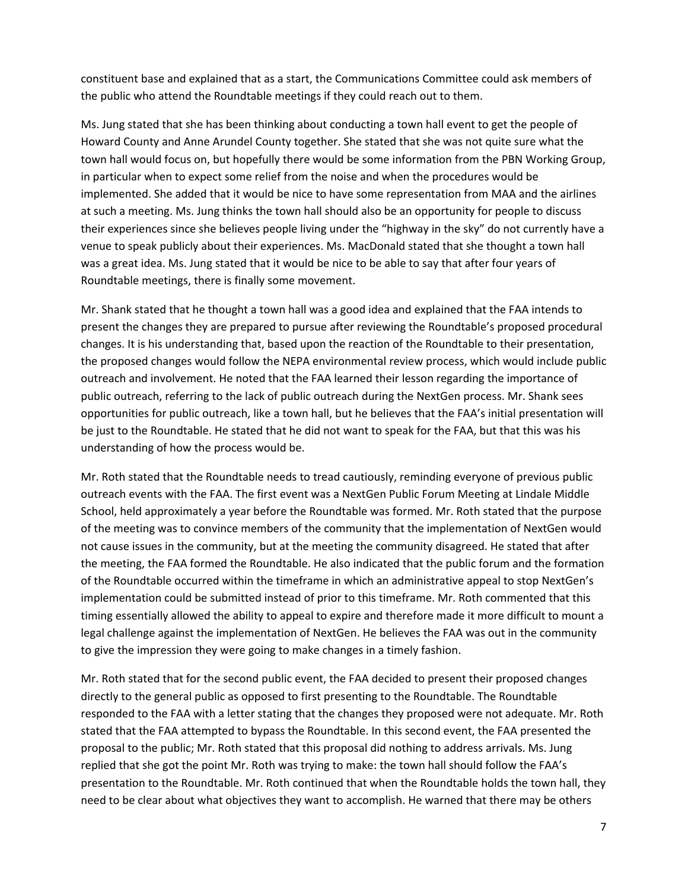constituent base and explained that as a start, the Communications Committee could ask members of the public who attend the Roundtable meetings if they could reach out to them.

Ms. Jung stated that she has been thinking about conducting a town hall event to get the people of Howard County and Anne Arundel County together. She stated that she was not quite sure what the town hall would focus on, but hopefully there would be some information from the PBN Working Group, in particular when to expect some relief from the noise and when the procedures would be implemented. She added that it would be nice to have some representation from MAA and the airlines at such a meeting. Ms. Jung thinks the town hall should also be an opportunity for people to discuss their experiences since she believes people living under the "highway in the sky" do not currently have a venue to speak publicly about their experiences. Ms. MacDonald stated that she thought a town hall was a great idea. Ms. Jung stated that it would be nice to be able to say that after four years of Roundtable meetings, there is finally some movement.

Mr. Shank stated that he thought a town hall was a good idea and explained that the FAA intends to present the changes they are prepared to pursue after reviewing the Roundtable's proposed procedural changes. It is his understanding that, based upon the reaction of the Roundtable to their presentation, the proposed changes would follow the NEPA environmental review process, which would include public outreach and involvement. He noted that the FAA learned their lesson regarding the importance of public outreach, referring to the lack of public outreach during the NextGen process. Mr. Shank sees opportunities for public outreach, like a town hall, but he believes that the FAA's initial presentation will be just to the Roundtable. He stated that he did not want to speak for the FAA, but that this was his understanding of how the process would be.

Mr. Roth stated that the Roundtable needs to tread cautiously, reminding everyone of previous public outreach events with the FAA. The first event was a NextGen Public Forum Meeting at Lindale Middle School, held approximately a year before the Roundtable was formed. Mr. Roth stated that the purpose of the meeting was to convince members of the community that the implementation of NextGen would not cause issues in the community, but at the meeting the community disagreed. He stated that after the meeting, the FAA formed the Roundtable. He also indicated that the public forum and the formation of the Roundtable occurred within the timeframe in which an administrative appeal to stop NextGen's implementation could be submitted instead of prior to this timeframe. Mr. Roth commented that this timing essentially allowed the ability to appeal to expire and therefore made it more difficult to mount a legal challenge against the implementation of NextGen. He believes the FAA was out in the community to give the impression they were going to make changes in a timely fashion.

Mr. Roth stated that for the second public event, the FAA decided to present their proposed changes directly to the general public as opposed to first presenting to the Roundtable. The Roundtable responded to the FAA with a letter stating that the changes they proposed were not adequate. Mr. Roth stated that the FAA attempted to bypass the Roundtable. In this second event, the FAA presented the proposal to the public; Mr. Roth stated that this proposal did nothing to address arrivals. Ms. Jung replied that she got the point Mr. Roth was trying to make: the town hall should follow the FAA's presentation to the Roundtable. Mr. Roth continued that when the Roundtable holds the town hall, they need to be clear about what objectives they want to accomplish. He warned that there may be others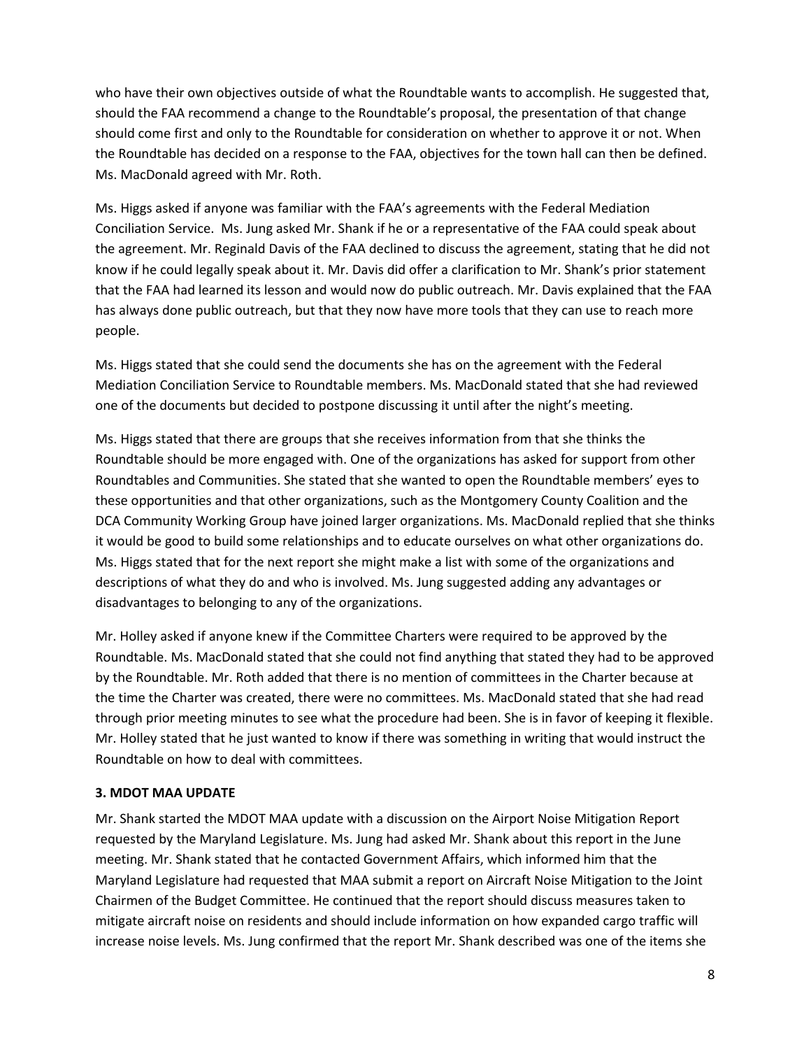who have their own objectives outside of what the Roundtable wants to accomplish. He suggested that, should the FAA recommend a change to the Roundtable's proposal, the presentation of that change should come first and only to the Roundtable for consideration on whether to approve it or not. When the Roundtable has decided on a response to the FAA, objectives for the town hall can then be defined. Ms. MacDonald agreed with Mr. Roth.

Ms. Higgs asked if anyone was familiar with the FAA's agreements with the Federal Mediation Conciliation Service. Ms. Jung asked Mr. Shank if he or a representative of the FAA could speak about the agreement. Mr. Reginald Davis of the FAA declined to discuss the agreement, stating that he did not know if he could legally speak about it. Mr. Davis did offer a clarification to Mr. Shank's prior statement that the FAA had learned its lesson and would now do public outreach. Mr. Davis explained that the FAA has always done public outreach, but that they now have more tools that they can use to reach more people.

Ms. Higgs stated that she could send the documents she has on the agreement with the Federal Mediation Conciliation Service to Roundtable members. Ms. MacDonald stated that she had reviewed one of the documents but decided to postpone discussing it until after the night's meeting.

Ms. Higgs stated that there are groups that she receives information from that she thinks the Roundtable should be more engaged with. One of the organizations has asked for support from other Roundtables and Communities. She stated that she wanted to open the Roundtable members' eyes to these opportunities and that other organizations, such as the Montgomery County Coalition and the DCA Community Working Group have joined larger organizations. Ms. MacDonald replied that she thinks it would be good to build some relationships and to educate ourselves on what other organizations do. Ms. Higgs stated that for the next report she might make a list with some of the organizations and descriptions of what they do and who is involved. Ms. Jung suggested adding any advantages or disadvantages to belonging to any of the organizations.

Mr. Holley asked if anyone knew if the Committee Charters were required to be approved by the Roundtable. Ms. MacDonald stated that she could not find anything that stated they had to be approved by the Roundtable. Mr. Roth added that there is no mention of committees in the Charter because at the time the Charter was created, there were no committees. Ms. MacDonald stated that she had read through prior meeting minutes to see what the procedure had been. She is in favor of keeping it flexible. Mr. Holley stated that he just wanted to know if there was something in writing that would instruct the Roundtable on how to deal with committees.

**3. MDOT MAA UPDATE**

Mr. Shank started the MDOT MAA update with a discussion on the Airport Noise Mitigation Report requested by the Maryland Legislature. Ms. Jung had asked Mr. Shank about this report in the June meeting. Mr. Shank stated that he contacted Government Affairs, which informed him that the Maryland Legislature had requested that MAA submit a report on Aircraft Noise Mitigation to the Joint Chairmen of the Budget Committee. He continued that the report should discuss measures taken to mitigate aircraft noise on residents and should include information on how expanded cargo traffic will increase noise levels. Ms. Jung confirmed that the report Mr. Shank described was one of the items she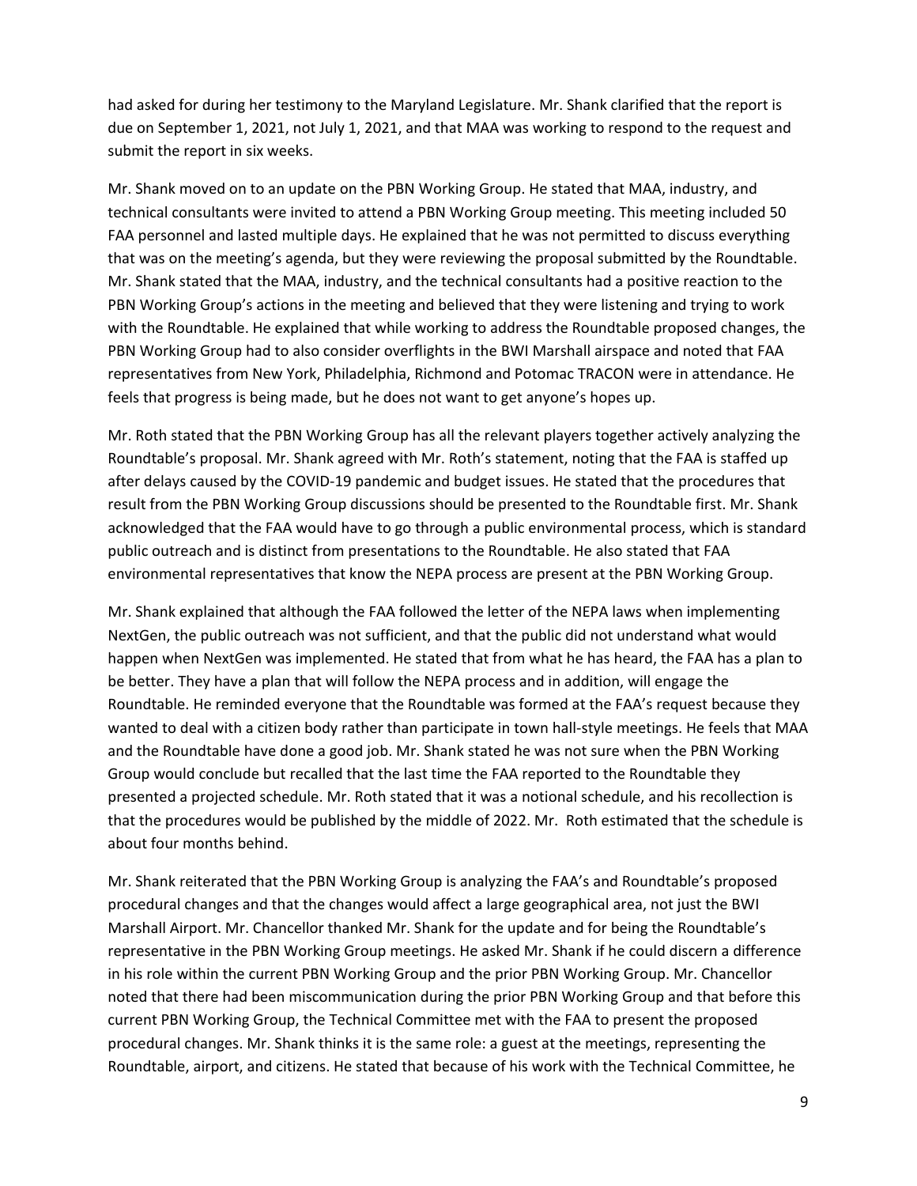had asked for during her testimony to the Maryland Legislature. Mr. Shank clarified that the report is due on September 1, 2021, not July 1, 2021, and that MAA was working to respond to the request and submit the report in six weeks.

Mr. Shank moved on to an update on the PBN Working Group. He stated that MAA, industry, and technical consultants were invited to attend a PBN Working Group meeting. This meeting included 50 FAA personnel and lasted multiple days. He explained that he was not permitted to discuss everything that was on the meeting's agenda, but they were reviewing the proposal submitted by the Roundtable. Mr. Shank stated that the MAA, industry, and the technical consultants had a positive reaction to the PBN Working Group's actions in the meeting and believed that they were listening and trying to work with the Roundtable. He explained that while working to address the Roundtable proposed changes, the PBN Working Group had to also consider overflights in the BWI Marshall airspace and noted that FAA representatives from New York, Philadelphia, Richmond and Potomac TRACON were in attendance. He feels that progress is being made, but he does not want to get anyone's hopes up.

Mr. Roth stated that the PBN Working Group has all the relevant players together actively analyzing the Roundtable's proposal. Mr. Shank agreed with Mr. Roth's statement, noting that the FAA is staffed up after delays caused by the COVID-19 pandemic and budget issues. He stated that the procedures that result from the PBN Working Group discussions should be presented to the Roundtable first. Mr. Shank acknowledged that the FAA would have to go through a public environmental process, which is standard public outreach and is distinct from presentations to the Roundtable. He also stated that FAA environmental representatives that know the NEPA process are present at the PBN Working Group.

Mr. Shank explained that although the FAA followed the letter of the NEPA laws when implementing NextGen, the public outreach was not sufficient, and that the public did not understand what would happen when NextGen was implemented. He stated that from what he has heard, the FAA has a plan to be better. They have a plan that will follow the NEPA process and in addition, will engage the Roundtable. He reminded everyone that the Roundtable was formed at the FAA's request because they wanted to deal with a citizen body rather than participate in town hall-style meetings. He feels that MAA and the Roundtable have done a good job. Mr. Shank stated he was not sure when the PBN Working Group would conclude but recalled that the last time the FAA reported to the Roundtable they presented a projected schedule. Mr. Roth stated that it was a notional schedule, and his recollection is that the procedures would be published by the middle of 2022. Mr. Roth estimated that the schedule is about four months behind.

Mr. Shank reiterated that the PBN Working Group is analyzing the FAA's and Roundtable's proposed procedural changes and that the changes would affect a large geographical area, not just the BWI Marshall Airport. Mr. Chancellor thanked Mr. Shank for the update and for being the Roundtable's representative in the PBN Working Group meetings. He asked Mr. Shank if he could discern a difference in his role within the current PBN Working Group and the prior PBN Working Group. Mr. Chancellor noted that there had been miscommunication during the prior PBN Working Group and that before this current PBN Working Group, the Technical Committee met with the FAA to present the proposed procedural changes. Mr. Shank thinks it is the same role: a guest at the meetings, representing the Roundtable, airport, and citizens. He stated that because of his work with the Technical Committee, he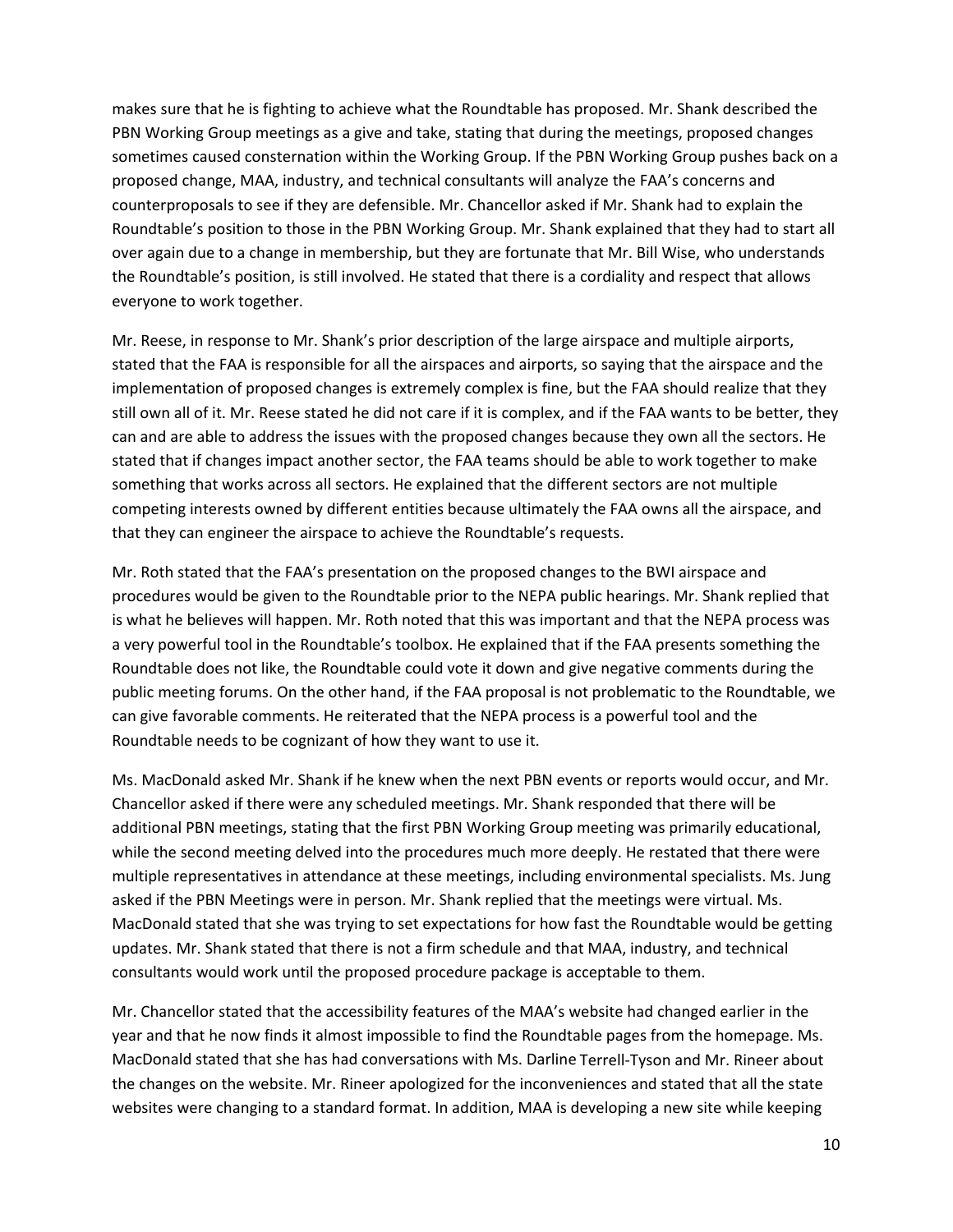makes sure that he is fighting to achieve what the Roundtable has proposed. Mr. Shank described the PBN Working Group meetings as a give and take, stating that during the meetings, proposed changes sometimes caused consternation within the Working Group. If the PBN Working Group pushes back on a proposed change, MAA, industry, and technical consultants will analyze the FAA's concerns and counterproposals to see if they are defensible. Mr. Chancellor asked if Mr. Shank had to explain the Roundtable's position to those in the PBN Working Group. Mr. Shank explained that they had to start all over again due to a change in membership, but they are fortunate that Mr. Bill Wise, who understands the Roundtable's position, is still involved. He stated that there is a cordiality and respect that allows everyone to work together.

Mr. Reese, in response to Mr. Shank's prior description of the large airspace and multiple airports, stated that the FAA is responsible for all the airspaces and airports, so saying that the airspace and the implementation of proposed changes is extremely complex is fine, but the FAA should realize that they still own all of it. Mr. Reese stated he did not care if it is complex, and if the FAA wants to be better, they can and are able to address the issues with the proposed changes because they own all the sectors. He stated that if changes impact another sector, the FAA teams should be able to work together to make something that works across all sectors. He explained that the different sectors are not multiple competing interests owned by different entities because ultimately the FAA owns all the airspace, and that they can engineer the airspace to achieve the Roundtable's requests.

Mr. Roth stated that the FAA's presentation on the proposed changes to the BWI airspace and procedures would be given to the Roundtable prior to the NEPA public hearings. Mr. Shank replied that is what he believes will happen. Mr. Roth noted that this was important and that the NEPA process was a very powerful tool in the Roundtable's toolbox. He explained that if the FAA presents something the Roundtable does not like, the Roundtable could vote it down and give negative comments during the public meeting forums. On the other hand, if the FAA proposal is not problematic to the Roundtable, we can give favorable comments. He reiterated that the NEPA process is a powerful tool and the Roundtable needs to be cognizant of how they want to use it.

Ms. MacDonald asked Mr. Shank if he knew when the next PBN events or reports would occur, and Mr. Chancellor asked if there were any scheduled meetings. Mr. Shank responded that there will be additional PBN meetings, stating that the first PBN Working Group meeting was primarily educational, while the second meeting delved into the procedures much more deeply. He restated that there were multiple representatives in attendance at these meetings, including environmental specialists. Ms. Jung asked if the PBN Meetings were in person. Mr. Shank replied that the meetings were virtual. Ms. MacDonald stated that she was trying to set expectations for how fast the Roundtable would be getting updates. Mr. Shank stated that there is not a firm schedule and that MAA, industry, and technical consultants would work until the proposed procedure package is acceptable to them.

Mr. Chancellor stated that the accessibility features of the MAA's website had changed earlier in the year and that he now finds it almost impossible to find the Roundtable pages from the homepage. Ms. MacDonald stated that she has had conversations with Ms. Darline Terrell-Tyson and Mr. Rineer about the changes on the website. Mr. Rineer apologized for the inconveniences and stated that all the state websites were changing to a standard format. In addition, MAA is developing a new site while keeping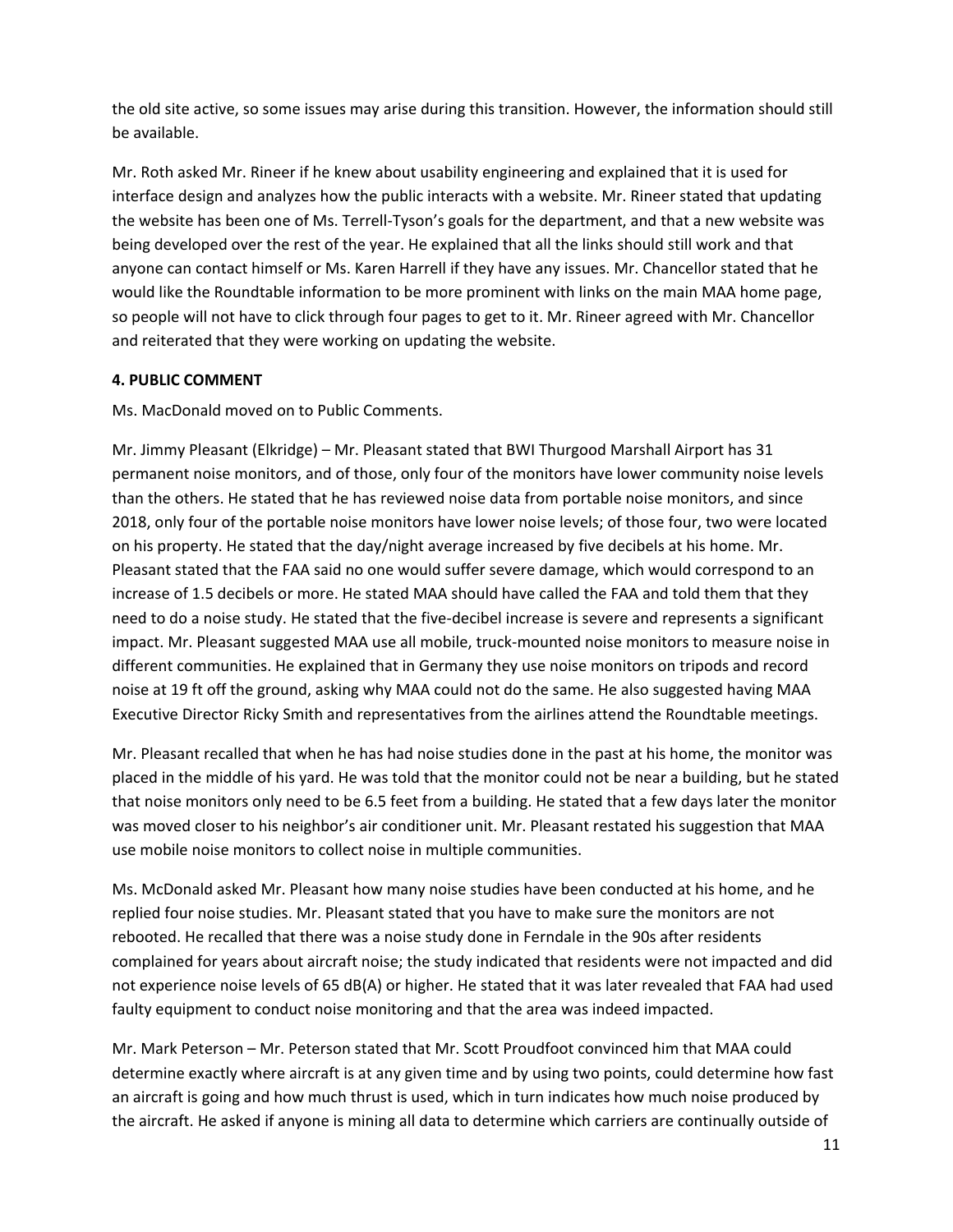the old site active, so some issues may arise during this transition. However, the information should still be available.

Mr. Roth asked Mr. Rineer if he knew about usability engineering and explained that it is used for interface design and analyzes how the public interacts with a website. Mr. Rineer stated that updating the website has been one of Ms. Terrell-Tyson's goals for the department, and that a new website was being developed over the rest of the year. He explained that all the links should still work and that anyone can contact himself or Ms. Karen Harrell if they have any issues. Mr. Chancellor stated that he would like the Roundtable information to be more prominent with links on the main MAA home page, so people will not have to click through four pages to get to it. Mr. Rineer agreed with Mr. Chancellor and reiterated that they were working on updating the website.

**4. PUBLIC COMMENT**

Ms. MacDonald moved on to Public Comments.

Mr. Jimmy Pleasant (Elkridge) – Mr. Pleasant stated that BWI Thurgood Marshall Airport has 31 permanent noise monitors, and of those, only four of the monitors have lower community noise levels than the others. He stated that he has reviewed noise data from portable noise monitors, and since 2018, only four of the portable noise monitors have lower noise levels; of those four, two were located on his property. He stated that the day/night average increased by five decibels at his home. Mr. Pleasant stated that the FAA said no one would suffer severe damage, which would correspond to an increase of 1.5 decibels or more. He stated MAA should have called the FAA and told them that they need to do a noise study. He stated that the five-decibel increase is severe and represents a significant impact. Mr. Pleasant suggested MAA use all mobile, truck-mounted noise monitors to measure noise in different communities. He explained that in Germany they use noise monitors on tripods and record noise at 19 ft off the ground, asking why MAA could not do the same. He also suggested having MAA Executive Director Ricky Smith and representatives from the airlines attend the Roundtable meetings.

Mr. Pleasant recalled that when he has had noise studies done in the past at his home, the monitor was placed in the middle of his yard. He was told that the monitor could not be near a building, but he stated that noise monitors only need to be 6.5 feet from a building. He stated that a few days later the monitor was moved closer to his neighbor's air conditioner unit. Mr. Pleasant restated his suggestion that MAA use mobile noise monitors to collect noise in multiple communities.

Ms. McDonald asked Mr. Pleasant how many noise studies have been conducted at his home, and he replied four noise studies. Mr. Pleasant stated that you have to make sure the monitors are not rebooted. He recalled that there was a noise study done in Ferndale in the 90s after residents complained for years about aircraft noise; the study indicated that residents were not impacted and did not experience noise levels of 65 dB(A) or higher. He stated that it was later revealed that FAA had used faulty equipment to conduct noise monitoring and that the area was indeed impacted.

Mr. Mark Peterson – Mr. Peterson stated that Mr. Scott Proudfoot convinced him that MAA could determine exactly where aircraft is at any given time and by using two points, could determine how fast an aircraft is going and how much thrust is used, which in turn indicates how much noise produced by the aircraft. He asked if anyone is mining all data to determine which carriers are continually outside of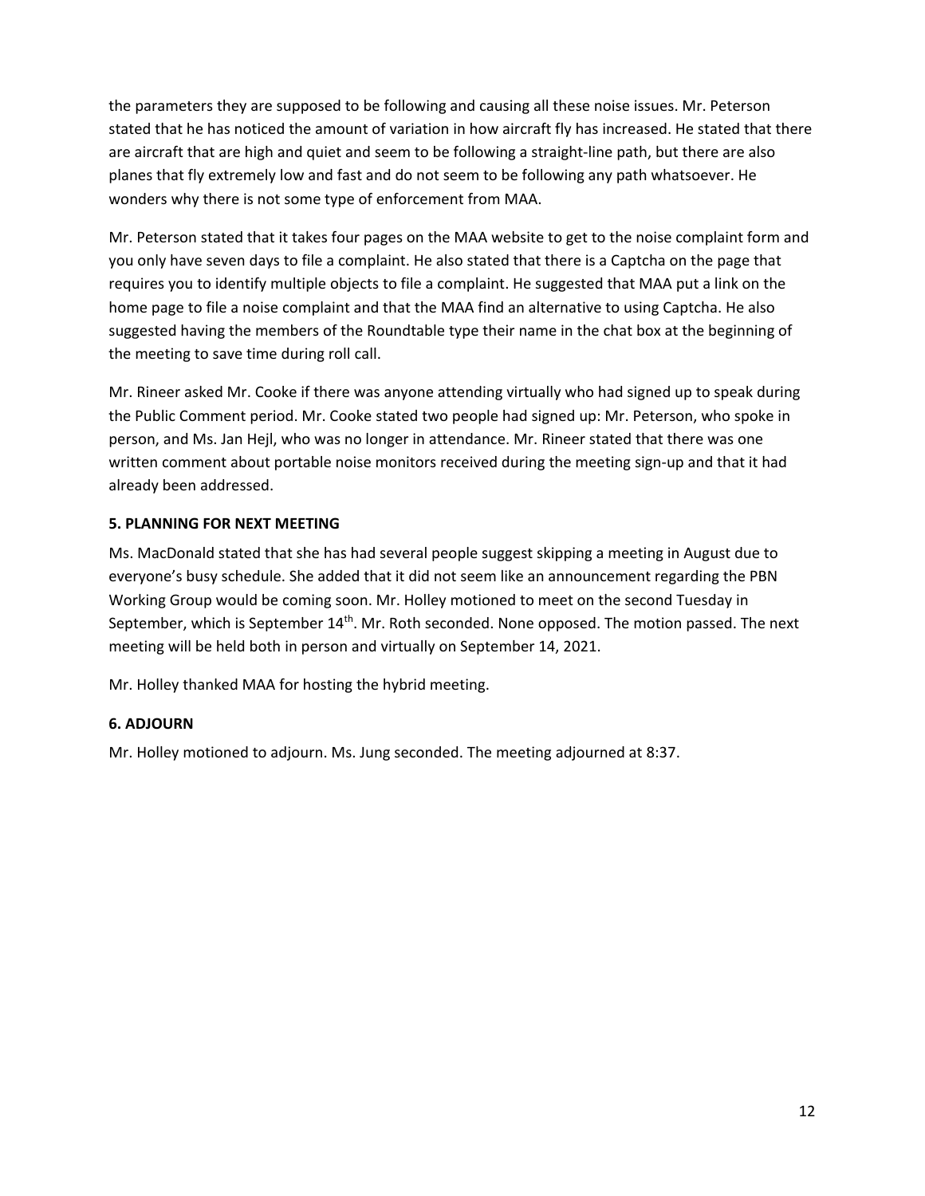the parameters they are supposed to be following and causing all these noise issues. Mr. Peterson stated that he has noticed the amount of variation in how aircraft fly has increased. He stated that there are aircraft that are high and quiet and seem to be following a straight-line path, but there are also planes that fly extremely low and fast and do not seem to be following any path whatsoever. He wonders why there is not some type of enforcement from MAA.

Mr. Peterson stated that it takes four pages on the MAA website to get to the noise complaint form and you only have seven days to file a complaint. He also stated that there is a Captcha on the page that requires you to identify multiple objects to file a complaint. He suggested that MAA put a link on the home page to file a noise complaint and that the MAA find an alternative to using Captcha. He also suggested having the members of the Roundtable type their name in the chat box at the beginning of the meeting to save time during roll call.

Mr. Rineer asked Mr. Cooke if there was anyone attending virtually who had signed up to speak during the Public Comment period. Mr. Cooke stated two people had signed up: Mr. Peterson, who spoke in person, and Ms. Jan Hejl, who was no longer in attendance. Mr. Rineer stated that there was one written comment about portable noise monitors received during the meeting sign-up and that it had already been addressed.

**5. PLANNING FOR NEXT MEETING**

Ms. MacDonald stated that she has had several people suggest skipping a meeting in August due to everyone's busy schedule. She added that it did not seem like an announcement regarding the PBN Working Group would be coming soon. Mr. Holley motioned to meet on the second Tuesday in September, which is September 14th. Mr. Roth seconded. None opposed. The motion passed. The next meeting will be held both in person and virtually on September 14, 2021.

Mr. Holley thanked MAA for hosting the hybrid meeting.

**6. ADJOURN**

Mr. Holley motioned to adjourn. Ms. Jung seconded. The meeting adjourned at 8:37.